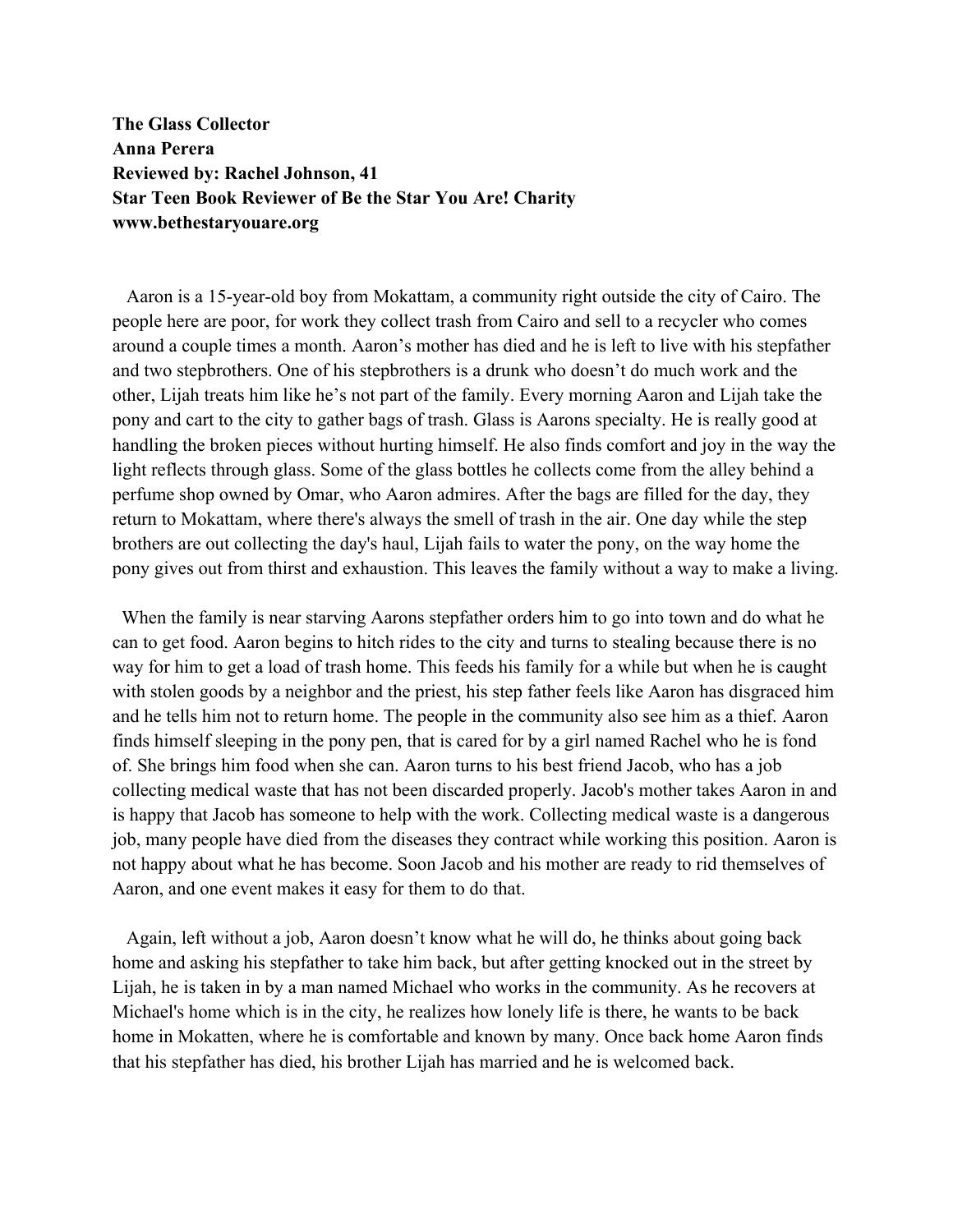**The Glass Collector**
**Anna Perera**
**Reviewed by: Rachel Johnson, 41**
**Star Teen Book Reviewer of Be the Star You Are! Charity**
**www.bethestaryouare.org**

Aaron is a 15-year-old boy from Mokattam, a community right outside the city of Cairo. The people here are poor, for work they collect trash from Cairo and sell to a recycler who comes around a couple times a month. Aaron's mother has died and he is left to live with his stepfather and two stepbrothers. One of his stepbrothers is a drunk who doesn't do much work and the other, Lijah treats him like he's not part of the family. Every morning Aaron and Lijah take the pony and cart to the city to gather bags of trash. Glass is Aarons specialty. He is really good at handling the broken pieces without hurting himself. He also finds comfort and joy in the way the light reflects through glass. Some of the glass bottles he collects come from the alley behind a perfume shop owned by Omar, who Aaron admires. After the bags are filled for the day, they return to Mokattam, where there's always the smell of trash in the air. One day while the step brothers are out collecting the day's haul, Lijah fails to water the pony, on the way home the pony gives out from thirst and exhaustion. This leaves the family without a way to make a living.

When the family is near starving Aarons stepfather orders him to go into town and do what he can to get food. Aaron begins to hitch rides to the city and turns to stealing because there is no way for him to get a load of trash home. This feeds his family for a while but when he is caught with stolen goods by a neighbor and the priest, his step father feels like Aaron has disgraced him and he tells him not to return home. The people in the community also see him as a thief. Aaron finds himself sleeping in the pony pen, that is cared for by a girl named Rachel who he is fond of. She brings him food when she can. Aaron turns to his best friend Jacob, who has a job collecting medical waste that has not been discarded properly. Jacob's mother takes Aaron in and is happy that Jacob has someone to help with the work. Collecting medical waste is a dangerous job, many people have died from the diseases they contract while working this position. Aaron is not happy about what he has become. Soon Jacob and his mother are ready to rid themselves of Aaron, and one event makes it easy for them to do that.

Again, left without a job, Aaron doesn't know what he will do, he thinks about going back home and asking his stepfather to take him back, but after getting knocked out in the street by Lijah, he is taken in by a man named Michael who works in the community. As he recovers at Michael's home which is in the city, he realizes how lonely life is there, he wants to be back home in Mokatten, where he is comfortable and known by many. Once back home Aaron finds that his stepfather has died, his brother Lijah has married and he is welcomed back.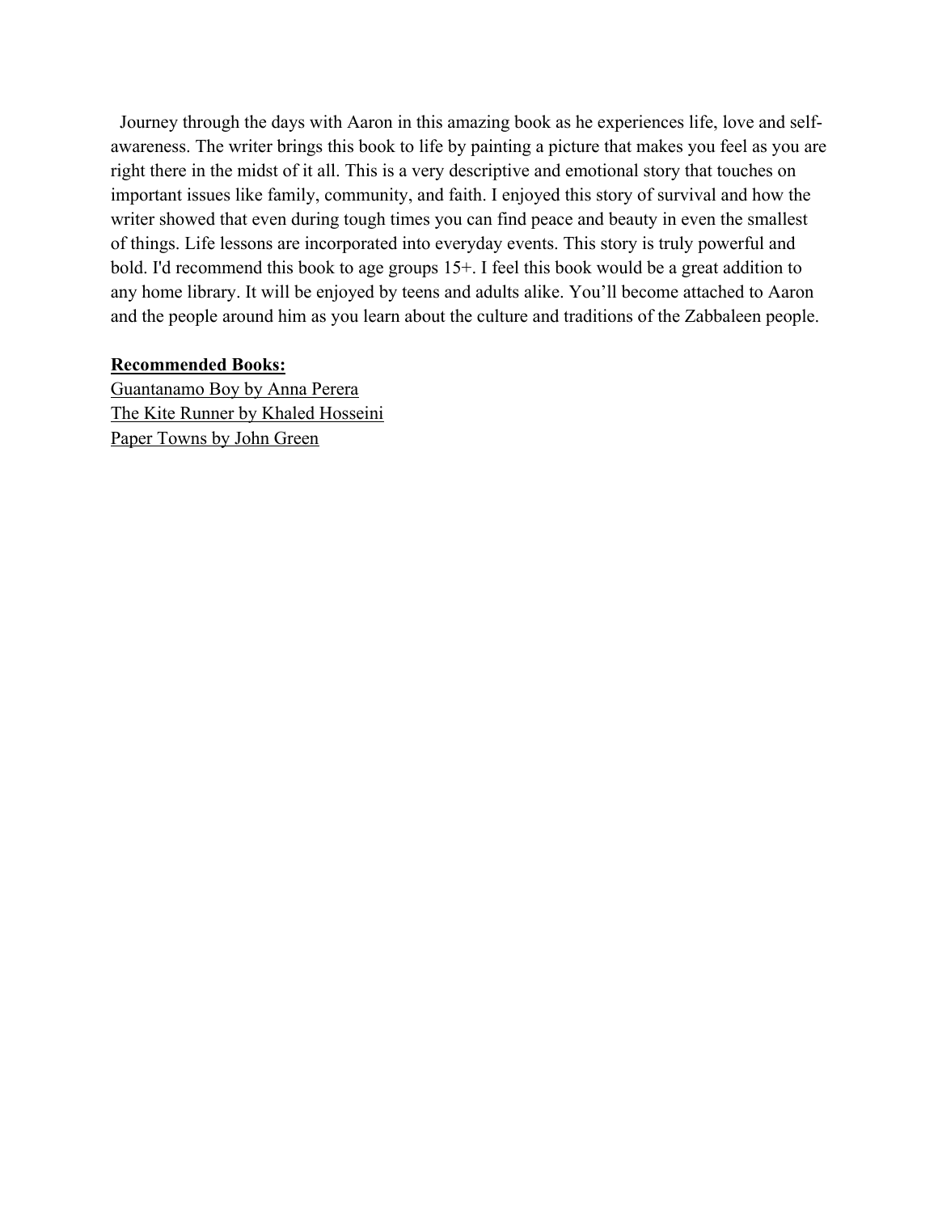Journey through the days with Aaron in this amazing book as he experiences life, love and self-awareness. The writer brings this book to life by painting a picture that makes you feel as you are right there in the midst of it all. This is a very descriptive and emotional story that touches on important issues like family, community, and faith. I enjoyed this story of survival and how the writer showed that even during tough times you can find peace and beauty in even the smallest of things. Life lessons are incorporated into everyday events. This story is truly powerful and bold. I'd recommend this book to age groups 15+. I feel this book would be a great addition to any home library. It will be enjoyed by teens and adults alike. You'll become attached to Aaron and the people around him as you learn about the culture and traditions of the Zabbaleen people.

**Recommended Books:**

Guantanamo Boy by Anna Perera
The Kite Runner by Khaled Hosseini
Paper Towns by John Green